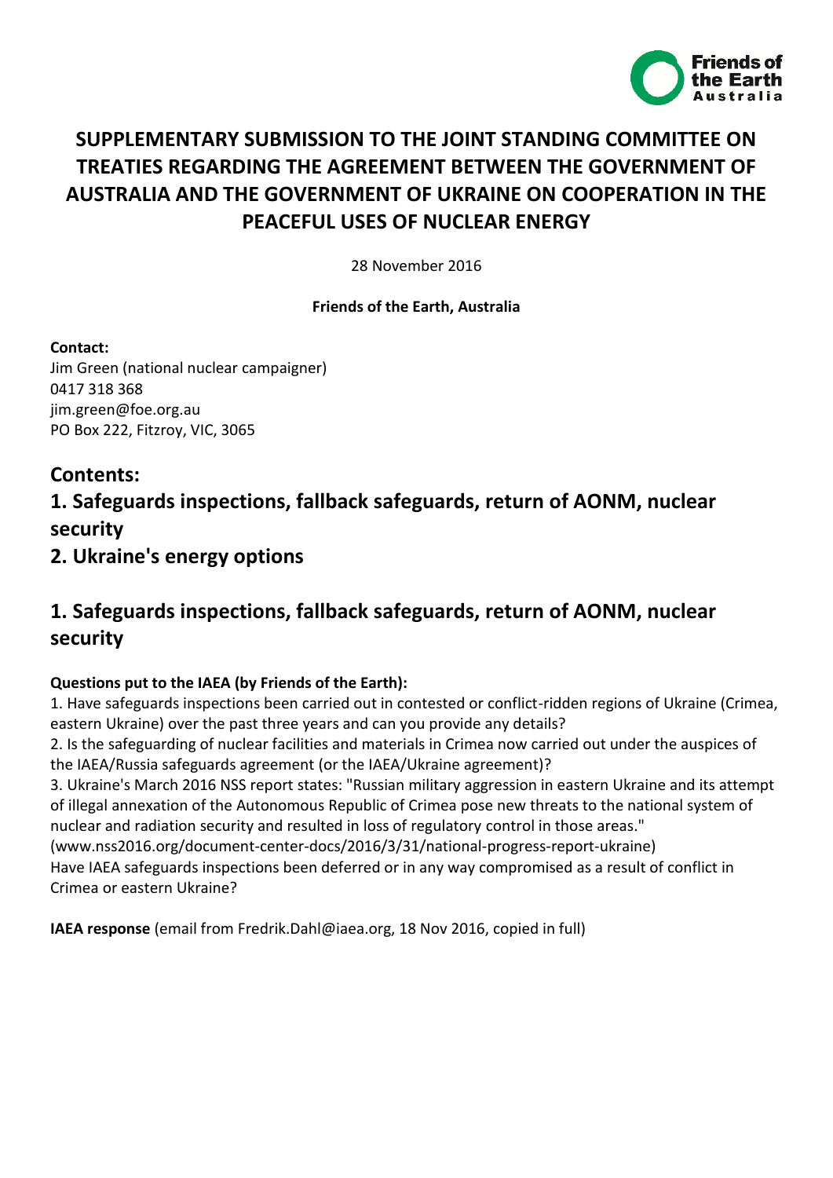Friends of the Earth Australia

# SUPPLEMENTARY SUBMISSION TO THE JOINT STANDING COMMITTEE ON TREATIES REGARDING THE AGREEMENT BETWEEN THE GOVERNMENT OF AUSTRALIA AND THE GOVERNMENT OF UKRAINE ON COOPERATION IN THE PEACEFUL USES OF NUCLEAR ENERGY

28 November 2016

**Friends of the Earth, Australia**

**Contact:**
Jim Green (national nuclear campaigner)
0417 318 368
jim.green@foe.org.au
PO Box 222, Fitzroy, VIC, 3065

## Contents:

## 1. Safeguards inspections, fallback safeguards, return of AONM, nuclear security

## 2. Ukraine's energy options

## 1. Safeguards inspections, fallback safeguards, return of AONM, nuclear security

**Questions put to the IAEA (by Friends of the Earth):**

1. Have safeguards inspections been carried out in contested or conflict-ridden regions of Ukraine (Crimea, eastern Ukraine) over the past three years and can you provide any details?
2. Is the safeguarding of nuclear facilities and materials in Crimea now carried out under the auspices of the IAEA/Russia safeguards agreement (or the IAEA/Ukraine agreement)?
3. Ukraine's March 2016 NSS report states: "Russian military aggression in eastern Ukraine and its attempt of illegal annexation of the Autonomous Republic of Crimea pose new threats to the national system of nuclear and radiation security and resulted in loss of regulatory control in those areas." (www.nss2016.org/document-center-docs/2016/3/31/national-progress-report-ukraine)
Have IAEA safeguards inspections been deferred or in any way compromised as a result of conflict in Crimea or eastern Ukraine?

**IAEA response** (email from Fredrik.Dahl@iaea.org, 18 Nov 2016, copied in full)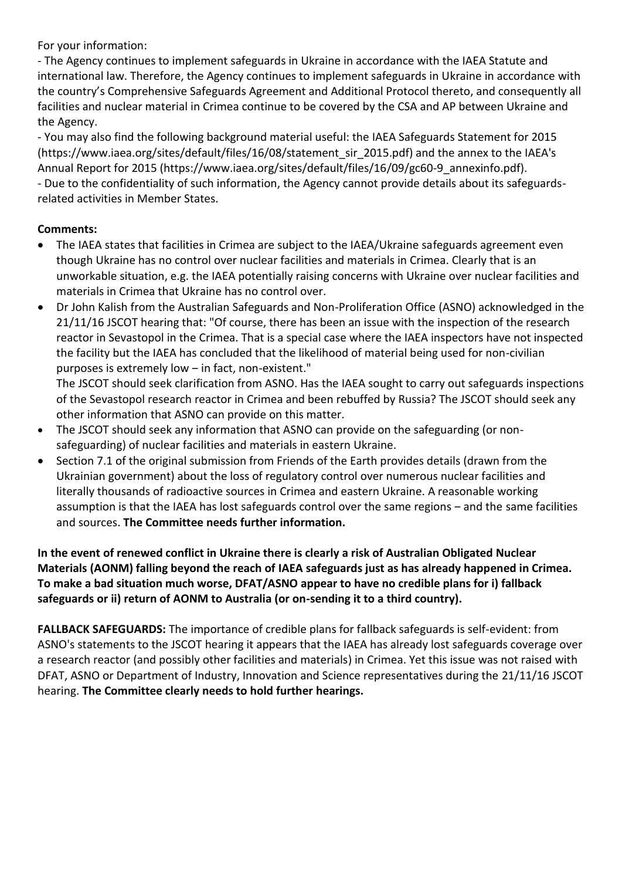For your information:

- The Agency continues to implement safeguards in Ukraine in accordance with the IAEA Statute and international law. Therefore, the Agency continues to implement safeguards in Ukraine in accordance with the country's Comprehensive Safeguards Agreement and Additional Protocol thereto, and consequently all facilities and nuclear material in Crimea continue to be covered by the CSA and AP between Ukraine and the Agency.
- You may also find the following background material useful: the IAEA Safeguards Statement for 2015 (https://www.iaea.org/sites/default/files/16/08/statement_sir_2015.pdf) and the annex to the IAEA's Annual Report for 2015 (https://www.iaea.org/sites/default/files/16/09/gc60-9_annexinfo.pdf).
- Due to the confidentiality of such information, the Agency cannot provide details about its safeguards-related activities in Member States.

**Comments:**

- The IAEA states that facilities in Crimea are subject to the IAEA/Ukraine safeguards agreement even though Ukraine has no control over nuclear facilities and materials in Crimea. Clearly that is an unworkable situation, e.g. the IAEA potentially raising concerns with Ukraine over nuclear facilities and materials in Crimea that Ukraine has no control over.
- Dr John Kalish from the Australian Safeguards and Non-Proliferation Office (ASNO) acknowledged in the 21/11/16 JSCOT hearing that: "Of course, there has been an issue with the inspection of the research reactor in Sevastopol in the Crimea. That is a special case where the IAEA inspectors have not inspected the facility but the IAEA has concluded that the likelihood of material being used for non-civilian purposes is extremely low – in fact, non-existent."
  The JSCOT should seek clarification from ASNO. Has the IAEA sought to carry out safeguards inspections of the Sevastopol research reactor in Crimea and been rebuffed by Russia? The JSCOT should seek any other information that ASNO can provide on this matter.
- The JSCOT should seek any information that ASNO can provide on the safeguarding (or non-safeguarding) of nuclear facilities and materials in eastern Ukraine.
- Section 7.1 of the original submission from Friends of the Earth provides details (drawn from the Ukrainian government) about the loss of regulatory control over numerous nuclear facilities and literally thousands of radioactive sources in Crimea and eastern Ukraine. A reasonable working assumption is that the IAEA has lost safeguards control over the same regions – and the same facilities and sources. **The Committee needs further information.**

**In the event of renewed conflict in Ukraine there is clearly a risk of Australian Obligated Nuclear Materials (AONM) falling beyond the reach of IAEA safeguards just as has already happened in Crimea. To make a bad situation much worse, DFAT/ASNO appear to have no credible plans for i) fallback safeguards or ii) return of AONM to Australia (or on-sending it to a third country).**

**FALLBACK SAFEGUARDS:** The importance of credible plans for fallback safeguards is self-evident: from ASNO's statements to the JSCOT hearing it appears that the IAEA has already lost safeguards coverage over a research reactor (and possibly other facilities and materials) in Crimea. Yet this issue was not raised with DFAT, ASNO or Department of Industry, Innovation and Science representatives during the 21/11/16 JSCOT hearing. **The Committee clearly needs to hold further hearings.**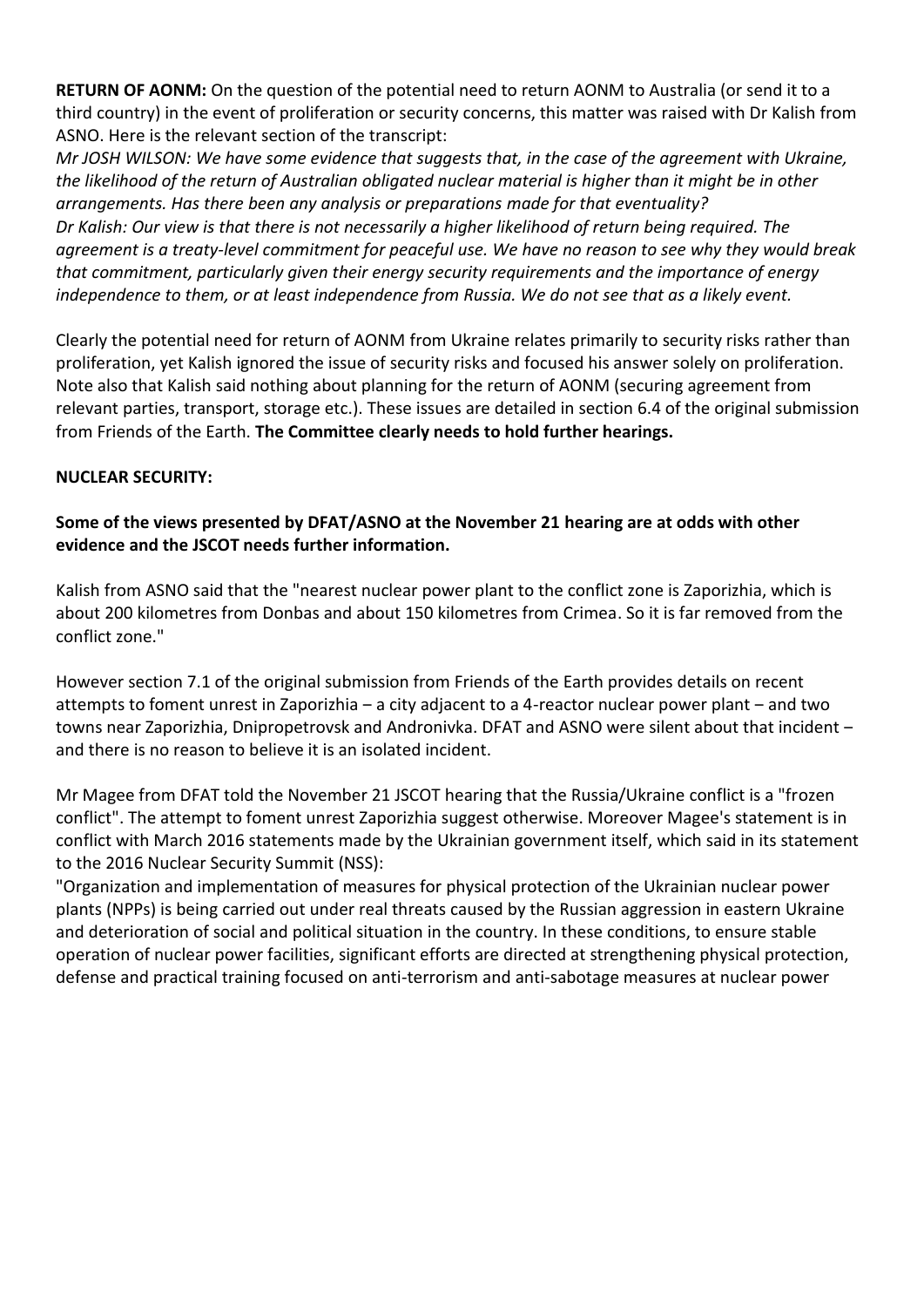**RETURN OF AONM:** On the question of the potential need to return AONM to Australia (or send it to a third country) in the event of proliferation or security concerns, this matter was raised with Dr Kalish from ASNO. Here is the relevant section of the transcript:

*Mr JOSH WILSON: We have some evidence that suggests that, in the case of the agreement with Ukraine, the likelihood of the return of Australian obligated nuclear material is higher than it might be in other arrangements. Has there been any analysis or preparations made for that eventuality?*

*Dr Kalish: Our view is that there is not necessarily a higher likelihood of return being required. The agreement is a treaty-level commitment for peaceful use. We have no reason to see why they would break that commitment, particularly given their energy security requirements and the importance of energy independence to them, or at least independence from Russia. We do not see that as a likely event.*

Clearly the potential need for return of AONM from Ukraine relates primarily to security risks rather than proliferation, yet Kalish ignored the issue of security risks and focused his answer solely on proliferation. Note also that Kalish said nothing about planning for the return of AONM (securing agreement from relevant parties, transport, storage etc.). These issues are detailed in section 6.4 of the original submission from Friends of the Earth. **The Committee clearly needs to hold further hearings.**

**NUCLEAR SECURITY:**

**Some of the views presented by DFAT/ASNO at the November 21 hearing are at odds with other evidence and the JSCOT needs further information.**

Kalish from ASNO said that the "nearest nuclear power plant to the conflict zone is Zaporizhia, which is about 200 kilometres from Donbas and about 150 kilometres from Crimea. So it is far removed from the conflict zone."

However section 7.1 of the original submission from Friends of the Earth provides details on recent attempts to foment unrest in Zaporizhia – a city adjacent to a 4-reactor nuclear power plant – and two towns near Zaporizhia, Dnipropetrovsk and Andronivka. DFAT and ASNO were silent about that incident – and there is no reason to believe it is an isolated incident.

Mr Magee from DFAT told the November 21 JSCOT hearing that the Russia/Ukraine conflict is a "frozen conflict". The attempt to foment unrest Zaporizhia suggest otherwise. Moreover Magee's statement is in conflict with March 2016 statements made by the Ukrainian government itself, which said in its statement to the 2016 Nuclear Security Summit (NSS):

"Organization and implementation of measures for physical protection of the Ukrainian nuclear power plants (NPPs) is being carried out under real threats caused by the Russian aggression in eastern Ukraine and deterioration of social and political situation in the country. In these conditions, to ensure stable operation of nuclear power facilities, significant efforts are directed at strengthening physical protection, defense and practical training focused on anti-terrorism and anti-sabotage measures at nuclear power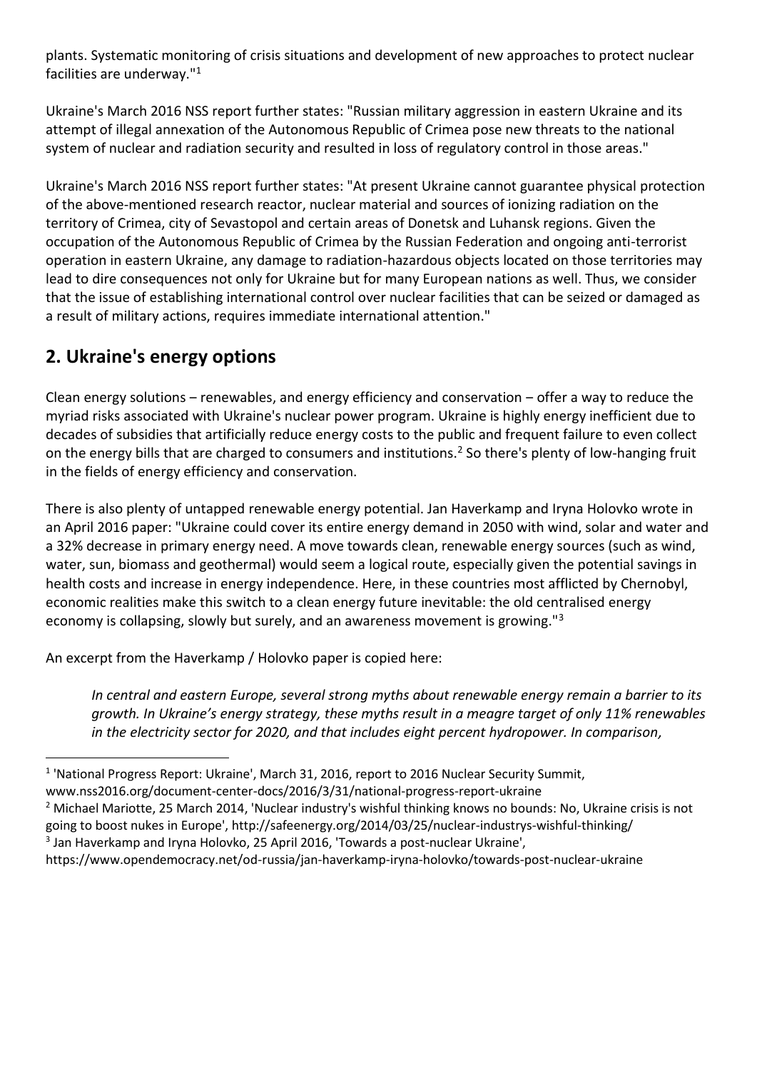plants. Systematic monitoring of crisis situations and development of new approaches to protect nuclear facilities are underway."[1]

Ukraine's March 2016 NSS report further states: "Russian military aggression in eastern Ukraine and its attempt of illegal annexation of the Autonomous Republic of Crimea pose new threats to the national system of nuclear and radiation security and resulted in loss of regulatory control in those areas."

Ukraine's March 2016 NSS report further states: "At present Ukraine cannot guarantee physical protection of the above-mentioned research reactor, nuclear material and sources of ionizing radiation on the territory of Crimea, city of Sevastopol and certain areas of Donetsk and Luhansk regions. Given the occupation of the Autonomous Republic of Crimea by the Russian Federation and ongoing anti-terrorist operation in eastern Ukraine, any damage to radiation-hazardous objects located on those territories may lead to dire consequences not only for Ukraine but for many European nations as well. Thus, we consider that the issue of establishing international control over nuclear facilities that can be seized or damaged as a result of military actions, requires immediate international attention."

## 2. Ukraine's energy options

Clean energy solutions – renewables, and energy efficiency and conservation – offer a way to reduce the myriad risks associated with Ukraine's nuclear power program. Ukraine is highly energy inefficient due to decades of subsidies that artificially reduce energy costs to the public and frequent failure to even collect on the energy bills that are charged to consumers and institutions.[2] So there's plenty of low-hanging fruit in the fields of energy efficiency and conservation.

There is also plenty of untapped renewable energy potential. Jan Haverkamp and Iryna Holovko wrote in an April 2016 paper: "Ukraine could cover its entire energy demand in 2050 with wind, solar and water and a 32% decrease in primary energy need. A move towards clean, renewable energy sources (such as wind, water, sun, biomass and geothermal) would seem a logical route, especially given the potential savings in health costs and increase in energy independence. Here, in these countries most afflicted by Chernobyl, economic realities make this switch to a clean energy future inevitable: the old centralised energy economy is collapsing, slowly but surely, and an awareness movement is growing."[3]

An excerpt from the Haverkamp / Holovko paper is copied here:

> *In central and eastern Europe, several strong myths about renewable energy remain a barrier to its growth. In Ukraine's energy strategy, these myths result in a meagre target of only 11% renewables in the electricity sector for 2020, and that includes eight percent hydropower. In comparison,*

---

[1] 'National Progress Report: Ukraine', March 31, 2016, report to 2016 Nuclear Security Summit, www.nss2016.org/document-center-docs/2016/3/31/national-progress-report-ukraine

[2] Michael Mariotte, 25 March 2014, 'Nuclear industry's wishful thinking knows no bounds: No, Ukraine crisis is not going to boost nukes in Europe', http://safeenergy.org/2014/03/25/nuclear-industrys-wishful-thinking/

[3] Jan Haverkamp and Iryna Holovko, 25 April 2016, 'Towards a post-nuclear Ukraine', https://www.opendemocracy.net/od-russia/jan-haverkamp-iryna-holovko/towards-post-nuclear-ukraine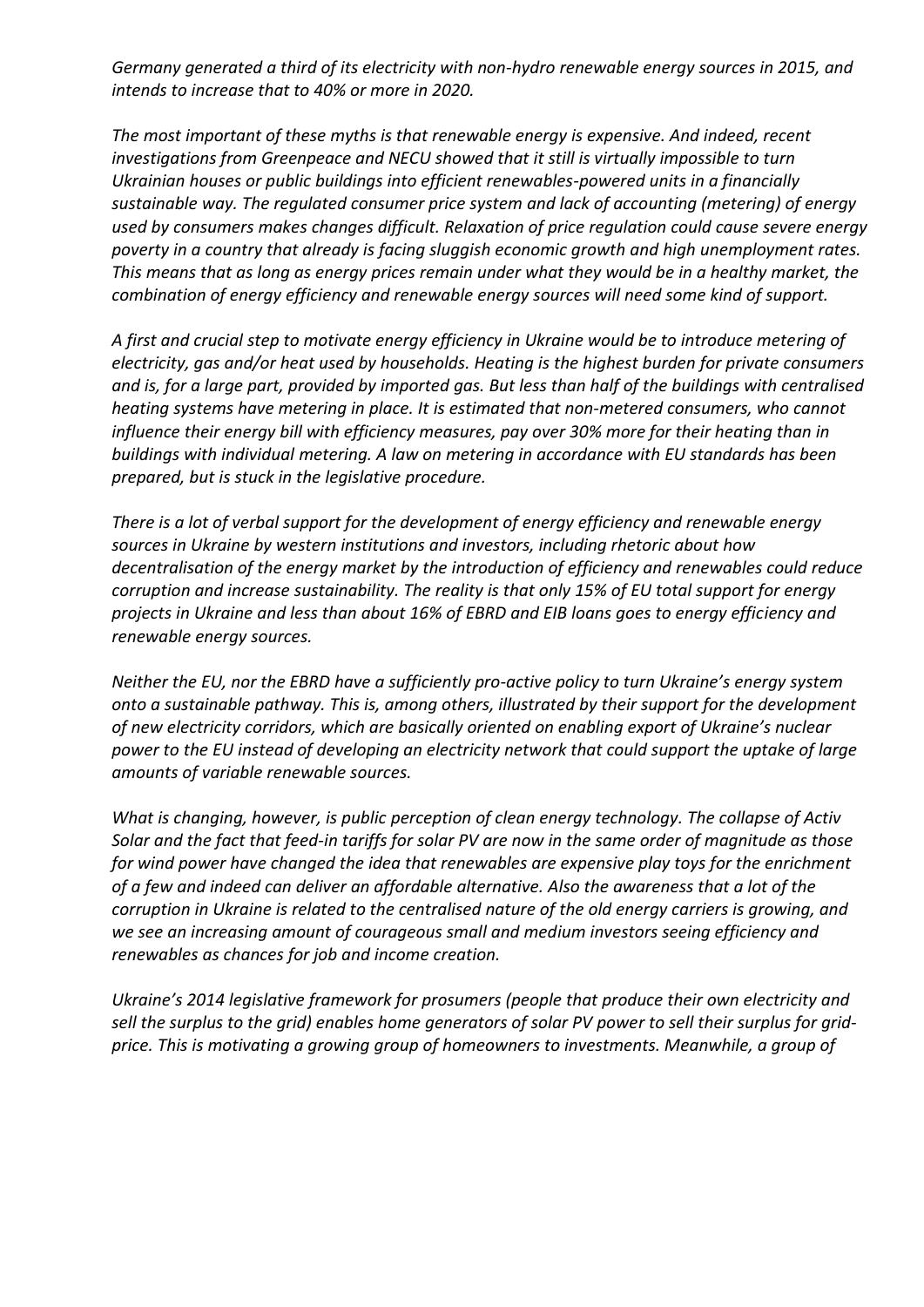*Germany generated a third of its electricity with non-hydro renewable energy sources in 2015, and intends to increase that to 40% or more in 2020.*

*The most important of these myths is that renewable energy is expensive. And indeed, recent investigations from Greenpeace and NECU showed that it still is virtually impossible to turn Ukrainian houses or public buildings into efficient renewables-powered units in a financially sustainable way. The regulated consumer price system and lack of accounting (metering) of energy used by consumers makes changes difficult. Relaxation of price regulation could cause severe energy poverty in a country that already is facing sluggish economic growth and high unemployment rates. This means that as long as energy prices remain under what they would be in a healthy market, the combination of energy efficiency and renewable energy sources will need some kind of support.*

*A first and crucial step to motivate energy efficiency in Ukraine would be to introduce metering of electricity, gas and/or heat used by households. Heating is the highest burden for private consumers and is, for a large part, provided by imported gas. But less than half of the buildings with centralised heating systems have metering in place. It is estimated that non-metered consumers, who cannot influence their energy bill with efficiency measures, pay over 30% more for their heating than in buildings with individual metering. A law on metering in accordance with EU standards has been prepared, but is stuck in the legislative procedure.*

*There is a lot of verbal support for the development of energy efficiency and renewable energy sources in Ukraine by western institutions and investors, including rhetoric about how decentralisation of the energy market by the introduction of efficiency and renewables could reduce corruption and increase sustainability. The reality is that only 15% of EU total support for energy projects in Ukraine and less than about 16% of EBRD and EIB loans goes to energy efficiency and renewable energy sources.*

*Neither the EU, nor the EBRD have a sufficiently pro-active policy to turn Ukraine's energy system onto a sustainable pathway. This is, among others, illustrated by their support for the development of new electricity corridors, which are basically oriented on enabling export of Ukraine's nuclear power to the EU instead of developing an electricity network that could support the uptake of large amounts of variable renewable sources.*

*What is changing, however, is public perception of clean energy technology. The collapse of Activ Solar and the fact that feed-in tariffs for solar PV are now in the same order of magnitude as those for wind power have changed the idea that renewables are expensive play toys for the enrichment of a few and indeed can deliver an affordable alternative. Also the awareness that a lot of the corruption in Ukraine is related to the centralised nature of the old energy carriers is growing, and we see an increasing amount of courageous small and medium investors seeing efficiency and renewables as chances for job and income creation.*

*Ukraine's 2014 legislative framework for prosumers (people that produce their own electricity and sell the surplus to the grid) enables home generators of solar PV power to sell their surplus for grid-price. This is motivating a growing group of homeowners to investments. Meanwhile, a group of*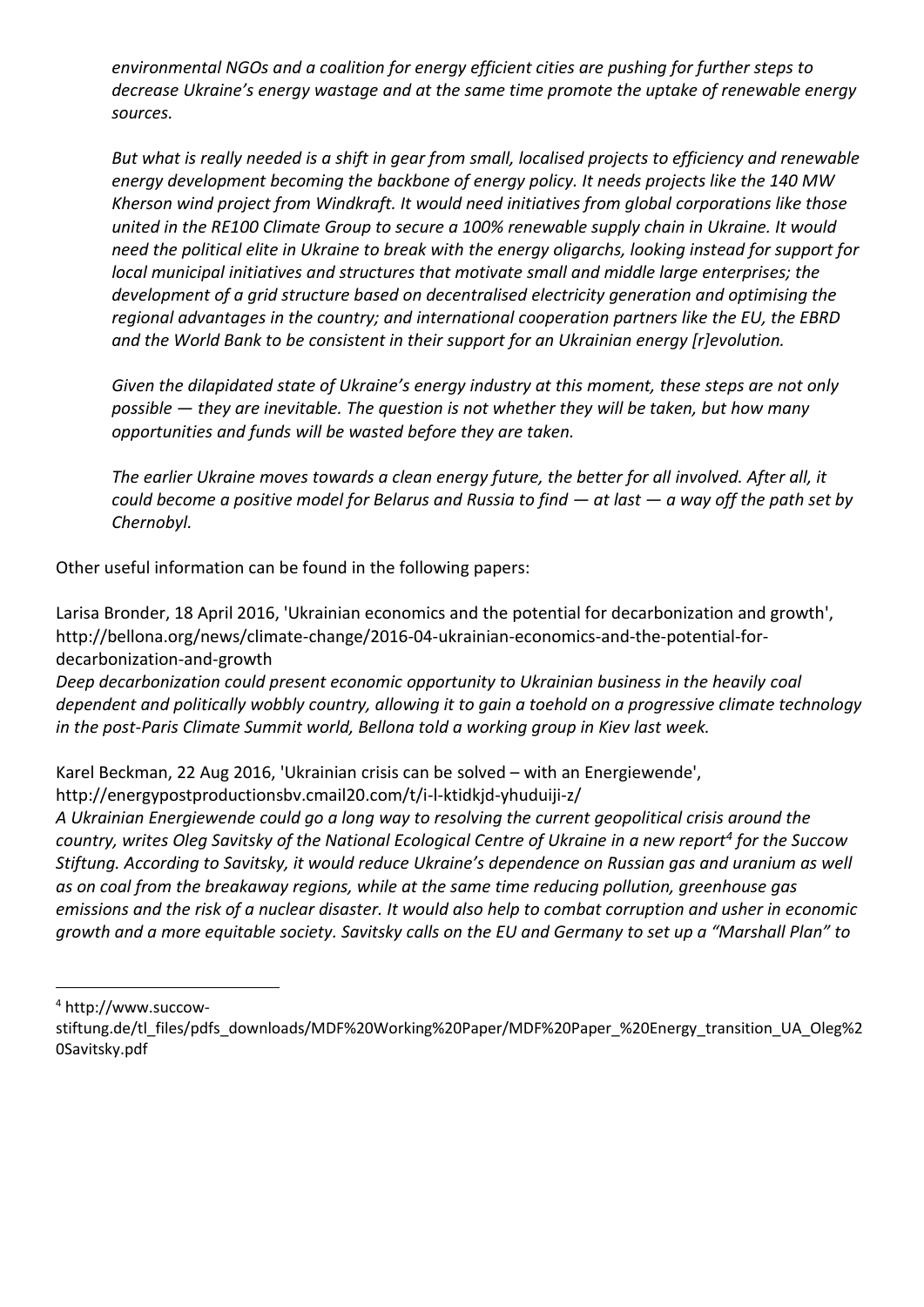*environmental NGOs and a coalition for energy efficient cities are pushing for further steps to decrease Ukraine's energy wastage and at the same time promote the uptake of renewable energy sources.*

*But what is really needed is a shift in gear from small, localised projects to efficiency and renewable energy development becoming the backbone of energy policy. It needs projects like the 140 MW Kherson wind project from Windkraft. It would need initiatives from global corporations like those united in the RE100 Climate Group to secure a 100% renewable supply chain in Ukraine. It would need the political elite in Ukraine to break with the energy oligarchs, looking instead for support for local municipal initiatives and structures that motivate small and middle large enterprises; the development of a grid structure based on decentralised electricity generation and optimising the regional advantages in the country; and international cooperation partners like the EU, the EBRD and the World Bank to be consistent in their support for an Ukrainian energy [r]evolution.*

*Given the dilapidated state of Ukraine's energy industry at this moment, these steps are not only possible — they are inevitable. The question is not whether they will be taken, but how many opportunities and funds will be wasted before they are taken.*

*The earlier Ukraine moves towards a clean energy future, the better for all involved. After all, it could become a positive model for Belarus and Russia to find — at last — a way off the path set by Chernobyl.*

Other useful information can be found in the following papers:

Larisa Bronder, 18 April 2016, 'Ukrainian economics and the potential for decarbonization and growth', http://bellona.org/news/climate-change/2016-04-ukrainian-economics-and-the-potential-for-decarbonization-and-growth
*Deep decarbonization could present economic opportunity to Ukrainian business in the heavily coal dependent and politically wobbly country, allowing it to gain a toehold on a progressive climate technology in the post-Paris Climate Summit world, Bellona told a working group in Kiev last week.*

Karel Beckman, 22 Aug 2016, 'Ukrainian crisis can be solved – with an Energiewende', http://energypostproductionsbv.cmail20.com/t/i-l-ktidkjd-yhuduiji-z/
*A Ukrainian Energiewende could go a long way to resolving the current geopolitical crisis around the country, writes Oleg Savitsky of the National Ecological Centre of Ukraine in a new report[4] for the Succow Stiftung. According to Savitsky, it would reduce Ukraine's dependence on Russian gas and uranium as well as on coal from the breakaway regions, while at the same time reducing pollution, greenhouse gas emissions and the risk of a nuclear disaster. It would also help to combat corruption and usher in economic growth and a more equitable society. Savitsky calls on the EU and Germany to set up a "Marshall Plan" to*

[4] http://www.succow-stiftung.de/tl_files/pdfs_downloads/MDF%20Working%20Paper/MDF%20Paper_%20Energy_transition_UA_Oleg%20Savitsky.pdf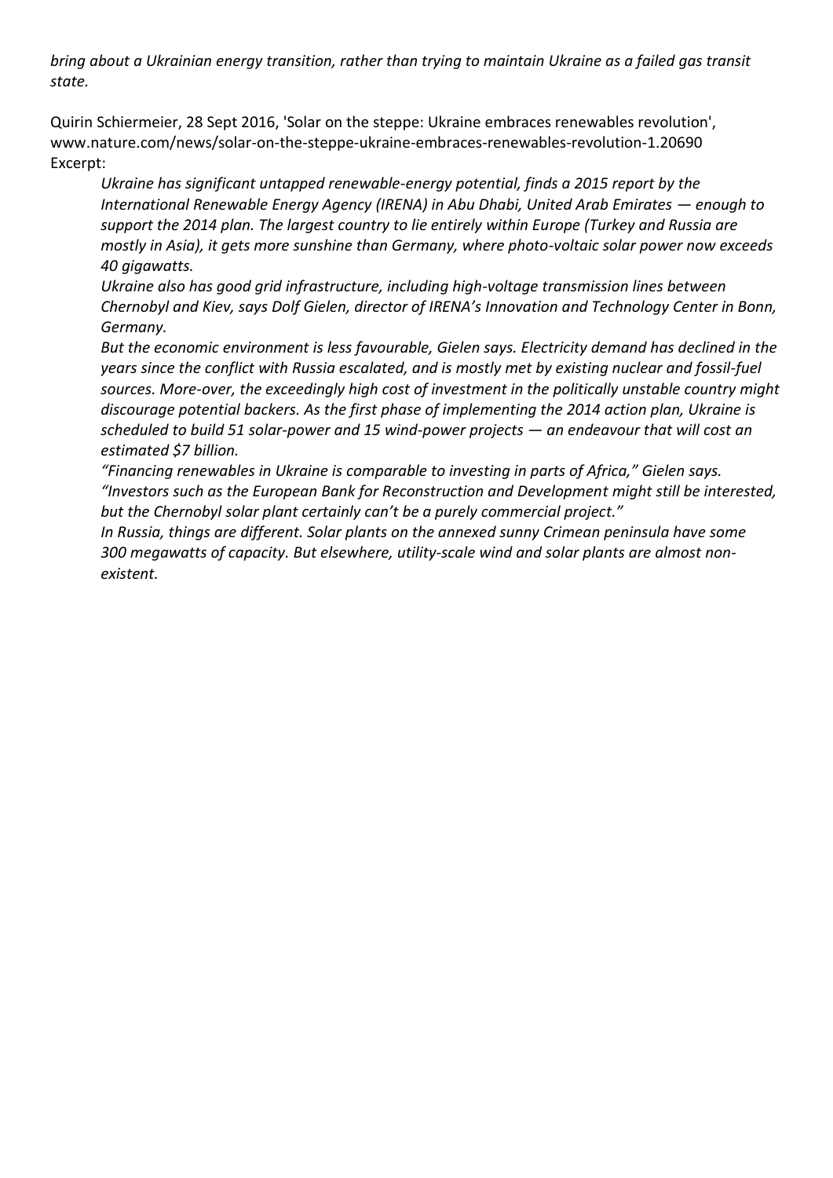*bring about a Ukrainian energy transition, rather than trying to maintain Ukraine as a failed gas transit state.*

Quirin Schiermeier, 28 Sept 2016, 'Solar on the steppe: Ukraine embraces renewables revolution', www.nature.com/news/solar-on-the-steppe-ukraine-embraces-renewables-revolution-1.20690
Excerpt:

> *Ukraine has significant untapped renewable-energy potential, finds a 2015 report by the International Renewable Energy Agency (IRENA) in Abu Dhabi, United Arab Emirates — enough to support the 2014 plan. The largest country to lie entirely within Europe (Turkey and Russia are mostly in Asia), it gets more sunshine than Germany, where photo-voltaic solar power now exceeds 40 gigawatts.*
>
> *Ukraine also has good grid infrastructure, including high-voltage transmission lines between Chernobyl and Kiev, says Dolf Gielen, director of IRENA's Innovation and Technology Center in Bonn, Germany.*
>
> *But the economic environment is less favourable, Gielen says. Electricity demand has declined in the years since the conflict with Russia escalated, and is mostly met by existing nuclear and fossil-fuel sources. More-over, the exceedingly high cost of investment in the politically unstable country might discourage potential backers. As the first phase of implementing the 2014 action plan, Ukraine is scheduled to build 51 solar-power and 15 wind-power projects — an endeavour that will cost an estimated $7 billion.*
>
> *"Financing renewables in Ukraine is comparable to investing in parts of Africa," Gielen says. "Investors such as the European Bank for Reconstruction and Development might still be interested, but the Chernobyl solar plant certainly can't be a purely commercial project."*
>
> *In Russia, things are different. Solar plants on the annexed sunny Crimean peninsula have some 300 megawatts of capacity. But elsewhere, utility-scale wind and solar plants are almost non-existent.*